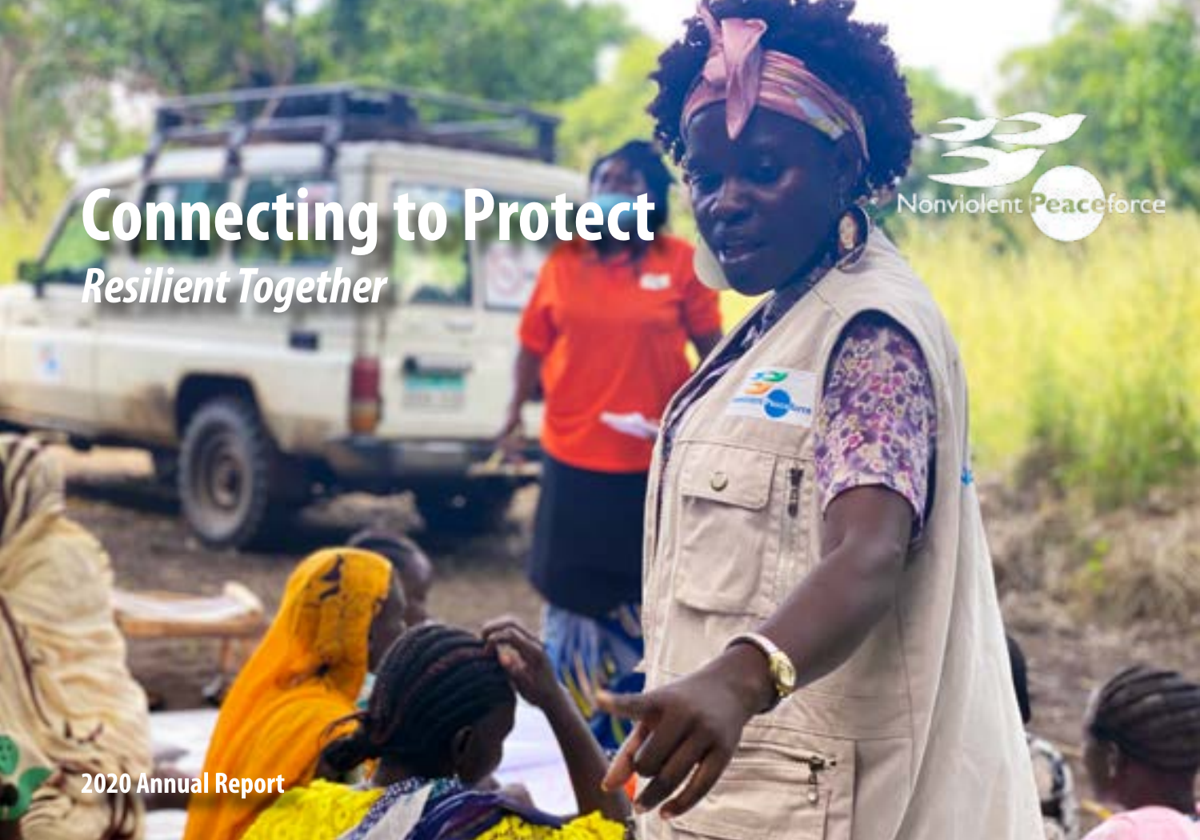# Connecting to Protect

***Resilient Together***

Nonviolent Peaceforce

**2020 Annual Report**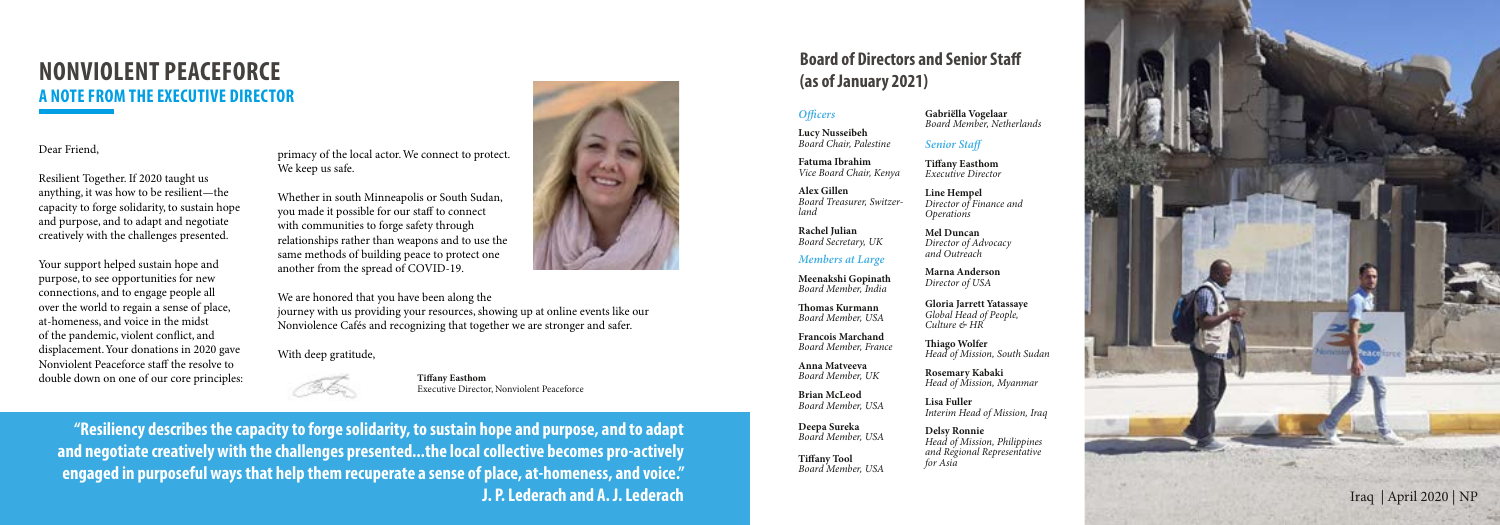# NONVIOLENT PEACEFORCE

## A NOTE FROM THE EXECUTIVE DIRECTOR

Dear Friend,

Resilient Together. If 2020 taught us anything, it was how to be resilient—the capacity to forge solidarity, to sustain hope and purpose, and to adapt and negotiate creatively with the challenges presented.

Your support helped sustain hope and purpose, to see opportunities for new connections, and to engage people all over the world to regain a sense of place, at-homeness, and voice in the midst of the pandemic, violent conflict, and displacement. Your donations in 2020 gave Nonviolent Peaceforce staff the resolve to double down on one of our core principles: primacy of the local actor. We connect to protect. We keep us safe.

Whether in south Minneapolis or South Sudan, you made it possible for our staff to connect with communities to forge safety through relationships rather than weapons and to use the same methods of building peace to protect one another from the spread of COVID-19.

We are honored that you have been along the journey with us providing your resources, showing up at online events like our Nonviolence Cafés and recognizing that together we are stronger and safer.

With deep gratitude,

**Tiffany Easthom**
Executive Director, Nonviolent Peaceforce

**"Resiliency describes the capacity to forge solidarity, to sustain hope and purpose, and to adapt and negotiate creatively with the challenges presented...the local collective becomes pro-actively engaged in purposeful ways that help them recuperate a sense of place, at-homeness, and voice."**
**J. P. Lederach and A. J. Lederach**

## Board of Directors and Senior Staff (as of January 2021)

### *Officers*

**Lucy Nusseibeh**
*Board Chair, Palestine*

**Fatuma Ibrahim**
*Vice Board Chair, Kenya*

**Alex Gillen**
*Board Treasurer, Switzerland*

**Rachel Julian**
*Board Secretary, UK*

### *Members at Large*

**Meenakshi Gopinath**
*Board Member, India*

**Thomas Kurmann**
*Board Member, USA*

**Francois Marchand**
*Board Member, France*

**Anna Matveeva**
*Board Member, UK*

**Brian McLeod**
*Board Member, USA*

**Deepa Sureka**
*Board Member, USA*

**Tiffany Tool**
*Board Member, USA*

**Gabriëlla Vogelaar**
*Board Member, Netherlands*

### *Senior Staff*

**Tiffany Easthom**
*Executive Director*

**Line Hempel**
*Director of Finance and Operations*

**Mel Duncan**
*Director of Advocacy and Outreach*

**Marna Anderson**
*Director of USA*

**Gloria Jarrett Yatassaye**
*Global Head of People, Culture & HR*

**Thiago Wolfer**
*Head of Mission, South Sudan*

**Rosemary Kabaki**
*Head of Mission, Myanmar*

**Lisa Fuller**
*Interim Head of Mission, Iraq*

**Delsy Ronnie**
*Head of Mission, Philippines and Regional Representative for Asia*

Iraq | April 2020 | NP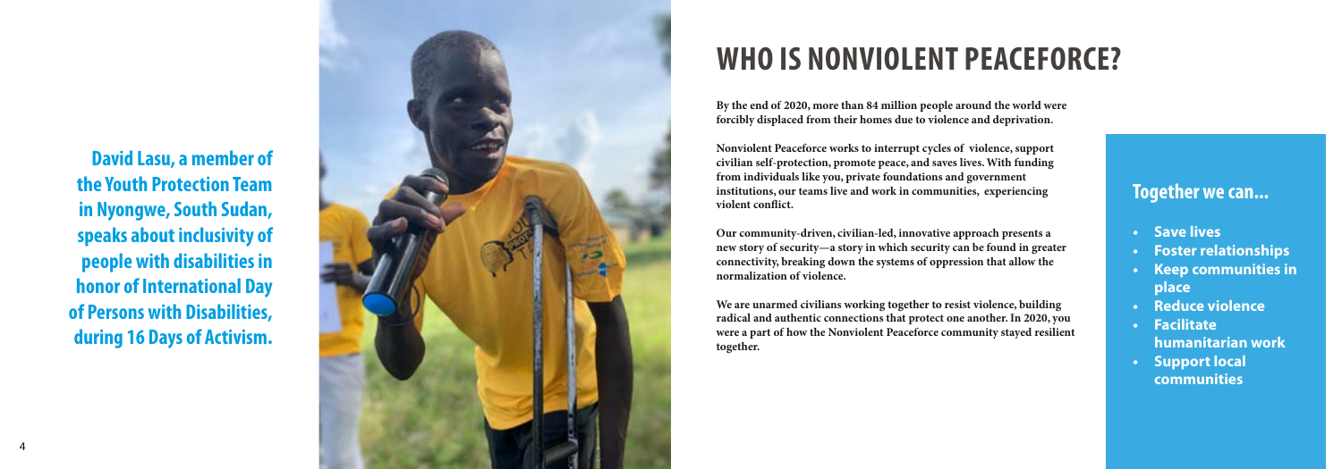**David Lasu, a member of the Youth Protection Team in Nyongwe, South Sudan, speaks about inclusivity of people with disabilities in honor of International Day of Persons with Disabilities, during 16 Days of Activism.**

# WHO IS NONVIOLENT PEACEFORCE?

**By the end of 2020, more than 84 million people around the world were forcibly displaced from their homes due to violence and deprivation.**

**Nonviolent Peaceforce works to interrupt cycles of violence, support civilian self-protection, promote peace, and saves lives. With funding from individuals like you, private foundations and government institutions, our teams live and work in communities, experiencing violent conflict.**

**Our community-driven, civilian-led, innovative approach presents a new story of security—a story in which security can be found in greater connectivity, breaking down the systems of oppression that allow the normalization of violence.**

**We are unarmed civilians working together to resist violence, building radical and authentic connections that protect one another. In 2020, you were a part of how the Nonviolent Peaceforce community stayed resilient together.**

## Together we can...

- **Save lives**
- **Foster relationships**
- **Keep communities in place**
- **Reduce violence**
- **Facilitate humanitarian work**
- **Support local communities**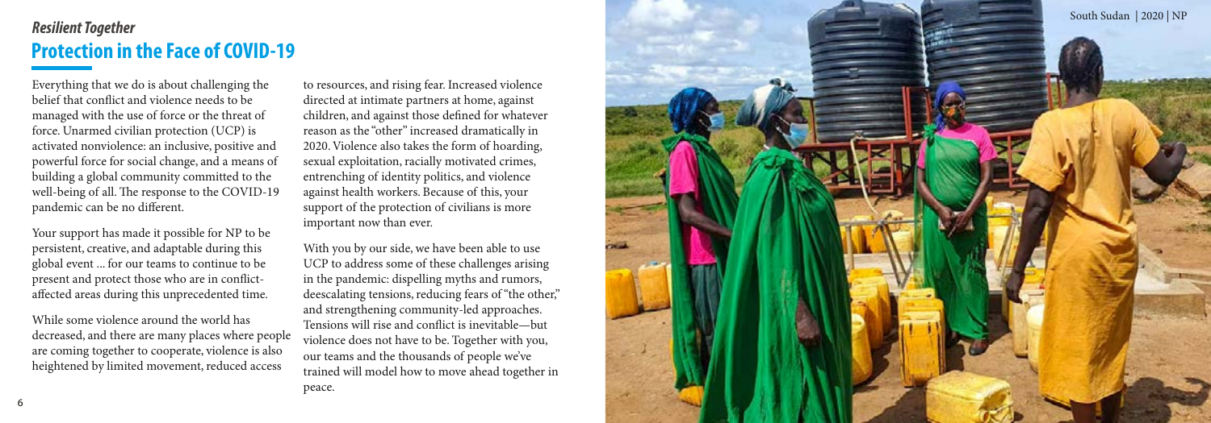*Resilient Together*

## Protection in the Face of COVID-19

Everything that we do is about challenging the belief that conflict and violence needs to be managed with the use of force or the threat of force. Unarmed civilian protection (UCP) is activated nonviolence: an inclusive, positive and powerful force for social change, and a means of building a global community committed to the well-being of all. The response to the COVID-19 pandemic can be no different.

Your support has made it possible for NP to be persistent, creative, and adaptable during this global event ... for our teams to continue to be present and protect those who are in conflict-affected areas during this unprecedented time.

While some violence around the world has decreased, and there are many places where people are coming together to cooperate, violence is also heightened by limited movement, reduced access to resources, and rising fear. Increased violence directed at intimate partners at home, against children, and against those defined for whatever reason as the "other" increased dramatically in 2020. Violence also takes the form of hoarding, sexual exploitation, racially motivated crimes, entrenching of identity politics, and violence against health workers. Because of this, your support of the protection of civilians is more important now than ever.

With you by our side, we have been able to use UCP to address some of these challenges arising in the pandemic: dispelling myths and rumors, deescalating tensions, reducing fears of "the other," and strengthening community-led approaches. Tensions will rise and conflict is inevitable—but violence does not have to be. Together with you, our teams and the thousands of people we've trained will model how to move ahead together in peace.

South Sudan | 2020 | NP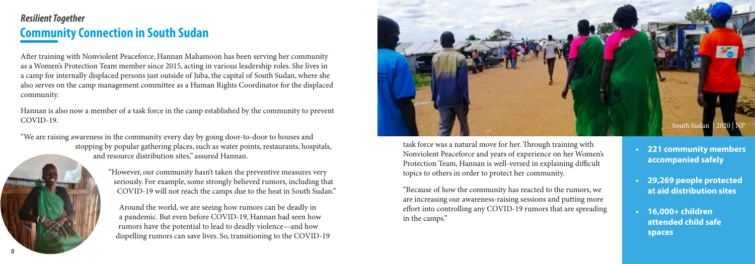## *Resilient Together*

# Community Connection in South Sudan

After training with Nonviolent Peaceforce, Hannan Mahamoon has been serving her community as a Women's Protection Team member since 2015, acting in various leadership roles. She lives in a camp for internally displaced persons just outside of Juba, the capital of South Sudan, where she also serves on the camp management committee as a Human Rights Coordinator for the displaced community.

Hannan is also now a member of a task force in the camp established by the community to prevent COVID-19.

"We are raising awareness in the community every day by going door-to-door to houses and stopping by popular gathering places, such as water points, restaurants, hospitals, and resource distribution sites," assured Hannan.

"However, our community hasn't taken the preventive measures very seriously. For example, some strongly believed rumors, including that COVID-19 will not reach the camps due to the heat in South Sudan."

Around the world, we are seeing how rumors can be deadly in a pandemic. But even before COVID-19, Hannan had seen how rumors have the potential to lead to deadly violence—and how dispelling rumors can save lives. So, transitioning to the COVID-19 task force was a natural move for her. Through training with Nonviolent Peaceforce and years of experience on her Women's Protection Team, Hannan is well-versed in explaining difficult topics to others in order to protect her community.

"Because of how the community has reacted to the rumors, we are increasing our awareness-raising sessions and putting more effort into controlling any COVID-19 rumors that are spreading in the camps."

South Sudan | 2020 | NP

- **221 community members accompanied safely**
- **29,269 people protected at aid distribution sites**
- **16,000+ children attended child safe spaces**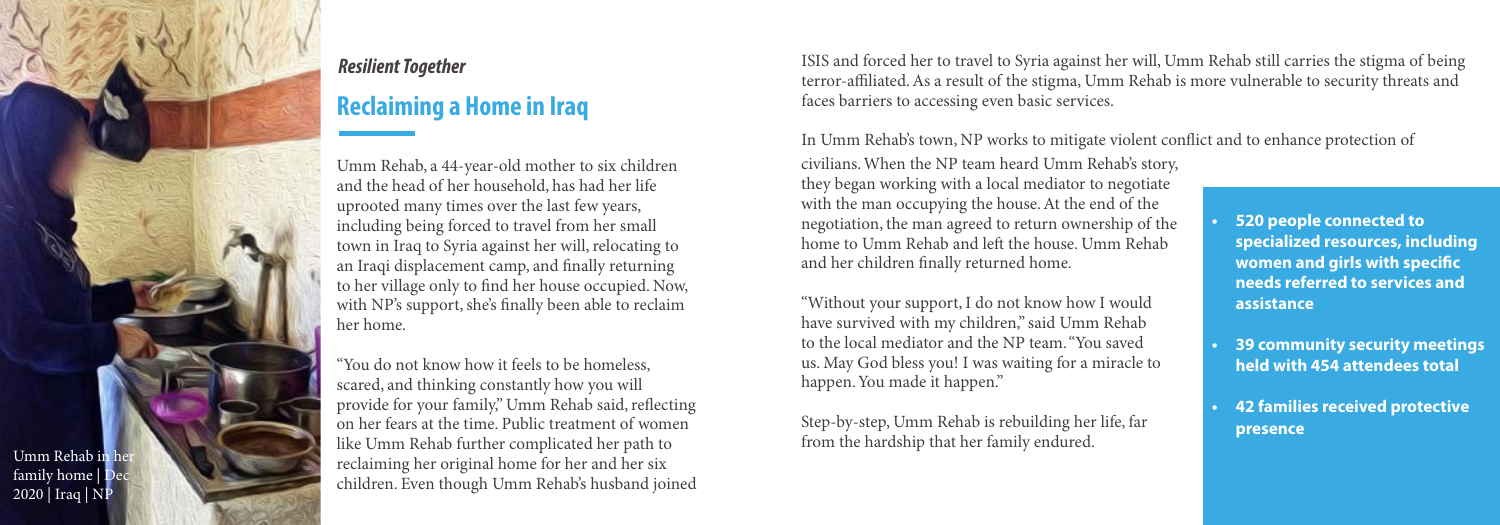*Resilient Together*

## Reclaiming a Home in Iraq

Umm Rehab, a 44-year-old mother to six children and the head of her household, has had her life uprooted many times over the last few years, including being forced to travel from her small town in Iraq to Syria against her will, relocating to an Iraqi displacement camp, and finally returning to her village only to find her house occupied. Now, with NP's support, she's finally been able to reclaim her home.

"You do not know how it feels to be homeless, scared, and thinking constantly how you will provide for your family," Umm Rehab said, reflecting on her fears at the time. Public treatment of women like Umm Rehab further complicated her path to reclaiming her original home for her and her six children. Even though Umm Rehab's husband joined ISIS and forced her to travel to Syria against her will, Umm Rehab still carries the stigma of being terror-affiliated. As a result of the stigma, Umm Rehab is more vulnerable to security threats and faces barriers to accessing even basic services.

In Umm Rehab's town, NP works to mitigate violent conflict and to enhance protection of civilians. When the NP team heard Umm Rehab's story, they began working with a local mediator to negotiate with the man occupying the house. At the end of the negotiation, the man agreed to return ownership of the home to Umm Rehab and left the house. Umm Rehab and her children finally returned home.

"Without your support, I do not know how I would have survived with my children," said Umm Rehab to the local mediator and the NP team. "You saved us. May God bless you! I was waiting for a miracle to happen. You made it happen."

Step-by-step, Umm Rehab is rebuilding her life, far from the hardship that her family endured.

- **520 people connected to specialized resources, including women and girls with specific needs referred to services and assistance**
- **39 community security meetings held with 454 attendees total**
- **42 families received protective presence**

Umm Rehab in her family home | Dec 2020 | Iraq | NP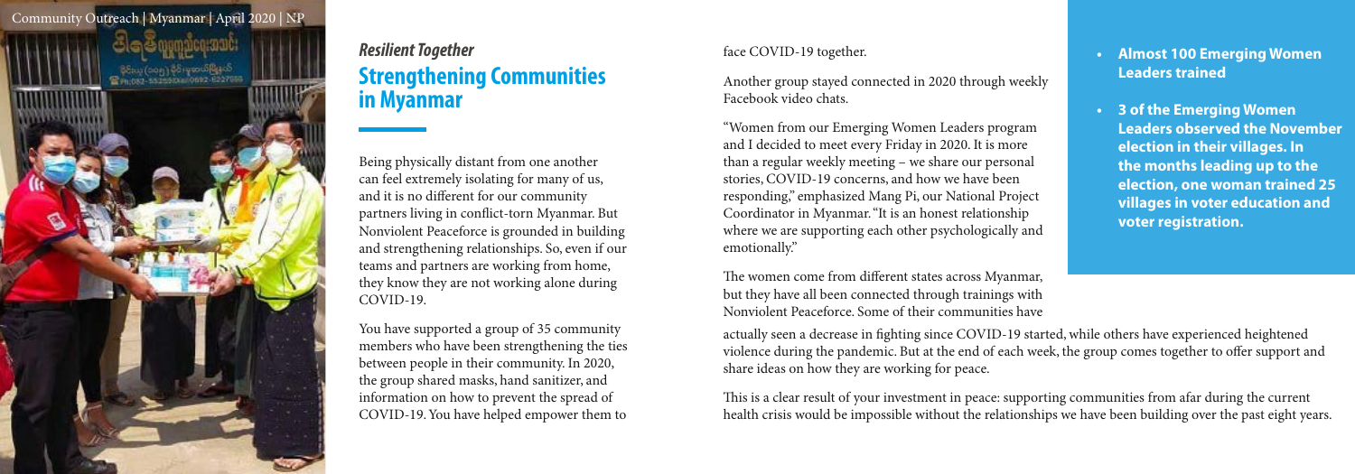Community Outreach | Myanmar | April 2020 | NP

## *Resilient Together*

# Strengthening Communities in Myanmar

Being physically distant from one another can feel extremely isolating for many of us, and it is no different for our community partners living in conflict-torn Myanmar. But Nonviolent Peaceforce is grounded in building and strengthening relationships. So, even if our teams and partners are working from home, they know they are not working alone during COVID-19.

You have supported a group of 35 community members who have been strengthening the ties between people in their community. In 2020, the group shared masks, hand sanitizer, and information on how to prevent the spread of COVID-19. You have helped empower them to face COVID-19 together.

Another group stayed connected in 2020 through weekly Facebook video chats.

"Women from our Emerging Women Leaders program and I decided to meet every Friday in 2020. It is more than a regular weekly meeting – we share our personal stories, COVID-19 concerns, and how we have been responding," emphasized Mang Pi, our National Project Coordinator in Myanmar. "It is an honest relationship where we are supporting each other psychologically and emotionally."

The women come from different states across Myanmar, but they have all been connected through trainings with Nonviolent Peaceforce. Some of their communities have actually seen a decrease in fighting since COVID-19 started, while others have experienced heightened violence during the pandemic. But at the end of each week, the group comes together to offer support and share ideas on how they are working for peace.

This is a clear result of your investment in peace: supporting communities from afar during the current health crisis would be impossible without the relationships we have been building over the past eight years.

- **Almost 100 Emerging Women Leaders trained**
- **3 of the Emerging Women Leaders observed the November election in their villages. In the months leading up to the election, one woman trained 25 villages in voter education and voter registration.**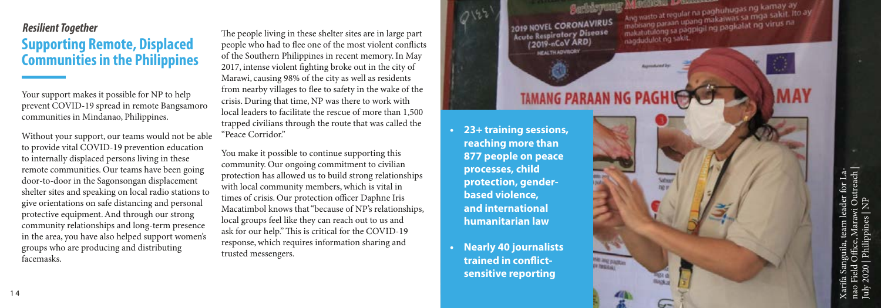***Resilient Together***

## Supporting Remote, Displaced Communities in the Philippines

Your support makes it possible for NP to help prevent COVID-19 spread in remote Bangsamoro communities in Mindanao, Philippines.

Without your support, our teams would not be able to provide vital COVID-19 prevention education to internally displaced persons living in these remote communities. Our teams have been going door-to-door in the Sagonsongan displacement shelter sites and speaking on local radio stations to give orientations on safe distancing and personal protective equipment. And through our strong community relationships and long-term presence in the area, you have also helped support women's groups who are producing and distributing facemasks.

The people living in these shelter sites are in large part people who had to flee one of the most violent conflicts of the Southern Philippines in recent memory. In May 2017, intense violent fighting broke out in the city of Marawi, causing 98% of the city as well as residents from nearby villages to flee to safety in the wake of the crisis. During that time, NP was there to work with local leaders to facilitate the rescue of more than 1,500 trapped civilians through the route that was called the "Peace Corridor."

You make it possible to continue supporting this community. Our ongoing commitment to civilian protection has allowed us to build strong relationships with local community members, which is vital in times of crisis. Our protection officer Daphne Iris Macatimbol knows that "because of NP's relationships, local groups feel like they can reach out to us and ask for our help." This is critical for the COVID-19 response, which requires information sharing and trusted messengers.

- **23+ training sessions, reaching more than 877 people on peace processes, child protection, gender-based violence, and international humanitarian law**
- **Nearly 40 journalists trained in conflict-sensitive reporting**

Xarifa Sangula, team leader for Lanao Field Office, Marawi Outreach | July 2020 | Philippines | NP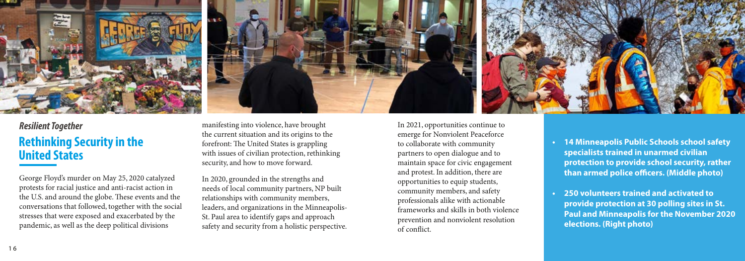***Resilient Together***

## Rethinking Security in the United States

George Floyd's murder on May 25, 2020 catalyzed protests for racial justice and anti-racist action in the U.S. and around the globe. These events and the conversations that followed, together with the social stresses that were exposed and exacerbated by the pandemic, as well as the deep political divisions manifesting into violence, have brought the current situation and its origins to the forefront: The United States is grappling with issues of civilian protection, rethinking security, and how to move forward.

In 2020, grounded in the strengths and needs of local community partners, NP built relationships with community members, leaders, and organizations in the Minneapolis-St. Paul area to identify gaps and approach safety and security from a holistic perspective.

In 2021, opportunities continue to emerge for Nonviolent Peaceforce to collaborate with community partners to open dialogue and to maintain space for civic engagement and protest. In addition, there are opportunities to equip students, community members, and safety professionals alike with actionable frameworks and skills in both violence prevention and nonviolent resolution of conflict.

- **14 Minneapolis Public Schools school safety specialists trained in unarmed civilian protection to provide school security, rather than armed police officers. (Middle photo)**
- **250 volunteers trained and activated to provide protection at 30 polling sites in St. Paul and Minneapolis for the November 2020 elections. (Right photo)**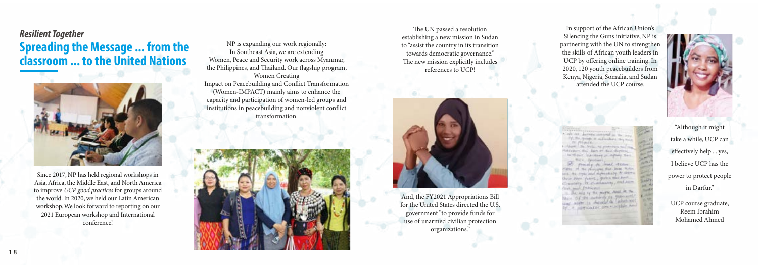*Resilient Together*

## Spreading the Message ... from the classroom ... to the United Nations

Since 2017, NP has held regional workshops in Asia, Africa, the Middle East, and North America to improve *UCP good practices* for groups around the world. In 2020, we held our Latin American workshop. We look forward to reporting on our 2021 European workshop and International conference!

NP is expanding our work regionally: In Southeast Asia, we are extending Women, Peace and Security work across Myanmar, the Philippines, and Thailand. Our flagship program, Women Creating Impact on Peacebuilding and Conflict Transformation (Women-IMPACT) mainly aims to enhance the capacity and participation of women-led groups and institutions in peacebuilding and nonviolent conflict transformation.

The UN passed a resolution establishing a new mission in Sudan to "assist the country in its transition towards democratic governance." The new mission explicitly includes references to UCP!

And, the FY2021 Appropriations Bill for the United States directed the U.S. government "to provide funds for use of unarmed civilian protection organizations."

In support of the African Union's Silencing the Guns initiative, NP is partnering with the UN to strengthen the skills of African youth leaders in UCP by offering online training. In 2020, 120 youth peacebuilders from Kenya, Nigeria, Somalia, and Sudan attended the UCP course.

"Although it might take a while, UCP can effectively help ... yes, I believe UCP has the power to protect people in Darfur."

UCP course graduate, Reem Ibrahim Mohamed Ahmed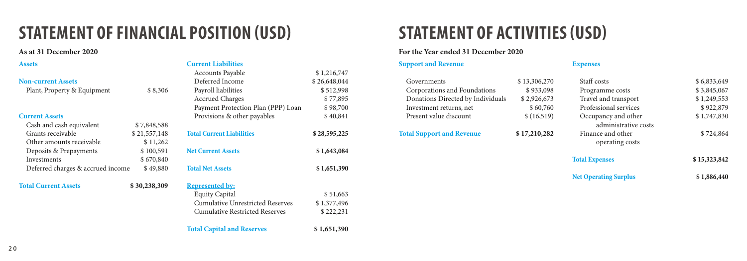# STATEMENT OF FINANCIAL POSITION (USD)

**As at 31 December 2020**

### Assets

| **Non-current Assets** | |
|---|---|
| Plant, Property & Equipment | $ 8,306 |

| **Current Assets** | |
|---|---|
| Cash and cash equivalent | $ 7,848,588 |
| Grants receivable | $ 21,557,148 |
| Other amounts receivable | $ 11,262 |
| Deposits & Prepayments | $ 100,591 |
| Investments | $ 670,840 |
| Deferred charges & accrued income | $ 49,880 |
| **Total Current Assets** | **$ 30,238,309** |

### Current Liabilities

| | |
|---|---|
| Accounts Payable | $ 1,216,747 |
| Deferred Income | $ 26,648,044 |
| Payroll liabilities | $ 512,998 |
| Accrued Charges | $ 77,895 |
| Payment Protection Plan (PPP) Loan | $ 98,700 |
| Provisions & other payables | $ 40,841 |
| **Total Current Liabilities** | **$ 28,595,225** |
| **Net Current Assets** | **$ 1,643,084** |
| **Total Net Assets** | **$ 1,651,390** |

| **Represented by:** | |
|---|---|
| Equity Capital | $ 51,663 |
| Cumulative Unrestricted Reserves | $ 1,377,496 |
| Cumulative Restricted Reserves | $ 222,231 |
| **Total Capital and Reserves** | **$ 1,651,390** |

# STATEMENT OF ACTIVITIES (USD)

**For the Year ended 31 December 2020**

### Support and Revenue

| | |
|---|---|
| Governments | $ 13,306,270 |
| Corporations and Foundations | $ 933,098 |
| Donations Directed by Individuals | $ 2,926,673 |
| Investment returns, net | $ 60,760 |
| Present value discount | $ (16,519) |
| **Total Support and Revenue** | **$ 17,210,282** |

### Expenses

| | |
|---|---|
| Staff costs | $ 6,833,649 |
| Programme costs | $ 3,845,067 |
| Travel and transport | $ 1,249,553 |
| Professional services | $ 922,879 |
| Occupancy and other administrative costs | $ 1,747,830 |
| Finance and other operating costs | $ 724,864 |
| **Total Expenses** | **$ 15,323,842** |
| **Net Operating Surplus** | **$ 1,886,440** |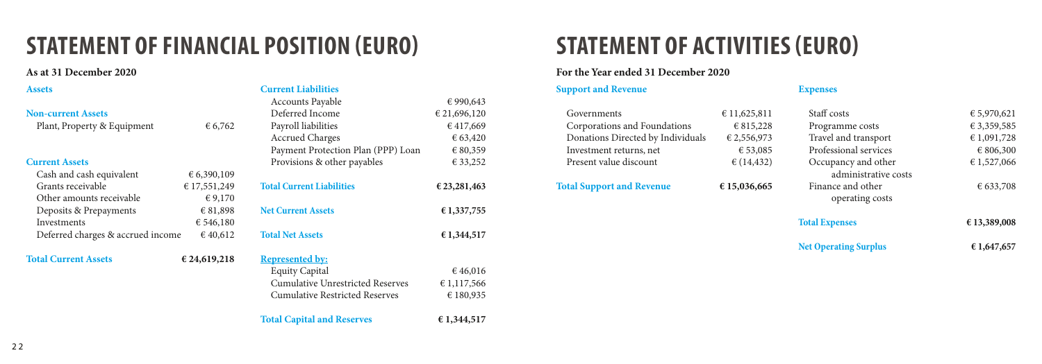# STATEMENT OF FINANCIAL POSITION (EURO)

**As at 31 December 2020**

## Assets

### Non-current Assets

| | |
|---|---|
| Plant, Property & Equipment | € 6,762 |

### Current Assets

| | |
|---|---|
| Cash and cash equivalent | € 6,390,109 |
| Grants receivable | € 17,551,249 |
| Other amounts receivable | € 9,170 |
| Deposits & Prepayments | € 81,898 |
| Investments | € 546,180 |
| Deferred charges & accrued income | € 40,612 |
| **Total Current Assets** | **€ 24,619,218** |

### Current Liabilities

| | |
|---|---|
| Accounts Payable | € 990,643 |
| Deferred Income | € 21,696,120 |
| Payroll liabilities | € 417,669 |
| Accrued Charges | € 63,420 |
| Payment Protection Plan (PPP) Loan | € 80,359 |
| Provisions & other payables | € 33,252 |
| **Total Current Liabilities** | **€ 23,281,463** |
| **Net Current Assets** | **€ 1,337,755** |
| **Total Net Assets** | **€ 1,344,517** |

### Represented by:

| | |
|---|---|
| Equity Capital | € 46,016 |
| Cumulative Unrestricted Reserves | € 1,117,566 |
| Cumulative Restricted Reserves | € 180,935 |
| **Total Capital and Reserves** | **€ 1,344,517** |

# STATEMENT OF ACTIVITIES (EURO)

**For the Year ended 31 December 2020**

### Support and Revenue

| | |
|---|---|
| Governments | € 11,625,811 |
| Corporations and Foundations | € 815,228 |
| Donations Directed by Individuals | € 2,556,973 |
| Investment returns, net | € 53,085 |
| Present value discount | € (14,432) |
| **Total Support and Revenue** | **€ 15,036,665** |

### Expenses

| | |
|---|---|
| Staff costs | € 5,970,621 |
| Programme costs | € 3,359,585 |
| Travel and transport | € 1,091,728 |
| Professional services | € 806,300 |
| Occupancy and other administrative costs | € 1,527,066 |
| Finance and other operating costs | € 633,708 |
| **Total Expenses** | **€ 13,389,008** |
| **Net Operating Surplus** | **€ 1,647,657** |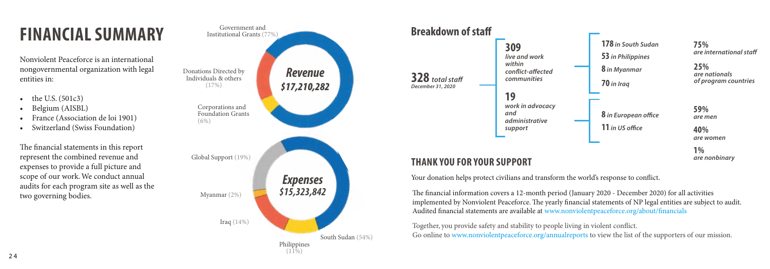# FINANCIAL SUMMARY

Nonviolent Peaceforce is an international nongovernmental organization with legal entities in:

- the U.S. (501c3)
- Belgium (AISBL)
- France (Association de loi 1901)
- Switzerland (Swiss Foundation)

The financial statements in this report represent the combined revenue and expenses to provide a full picture and scope of our work. We conduct annual audits for each program site as well as the two governing bodies.

***Revenue $17,210,282***

- Government and Institutional Grants (77%)
- Donations Directed by Individuals & others (17%)
- Corporations and Foundation Grants (6%)

***Expenses $15,323,842***

- South Sudan (54%)
- Global Support (19%)
- Iraq (14%)
- Philippines (11%)
- Myanmar (2%)

## Breakdown of staff

**328** *total staff December 31, 2020*

- **309** *live and work within conflict-affected communities*
  - **178** *in South Sudan*
  - **53** *in Philippines*
  - **8** *in Myanmar*
  - **70** *in Iraq*
- **19** *work in advocacy and administrative support*
  - **8** *in European office*
  - **11** *in US office*

**75%** *are international staff*

**25%** *are nationals of program countries*

**59%** *are men*

**40%** *are women*

**1%** *are nonbinary*

## THANK YOU FOR YOUR SUPPORT

Your donation helps protect civilians and transform the world's response to conflict.

The financial information covers a 12-month period (January 2020 - December 2020) for all activities implemented by Nonviolent Peaceforce. The yearly financial statements of NP legal entities are subject to audit. Audited financial statements are available at www.nonviolentpeaceforce.org/about/financials

Together, you provide safety and stability to people living in violent conflict.
Go online to www.nonviolentpeaceforce.org/annualreports to view the list of the supporters of our mission.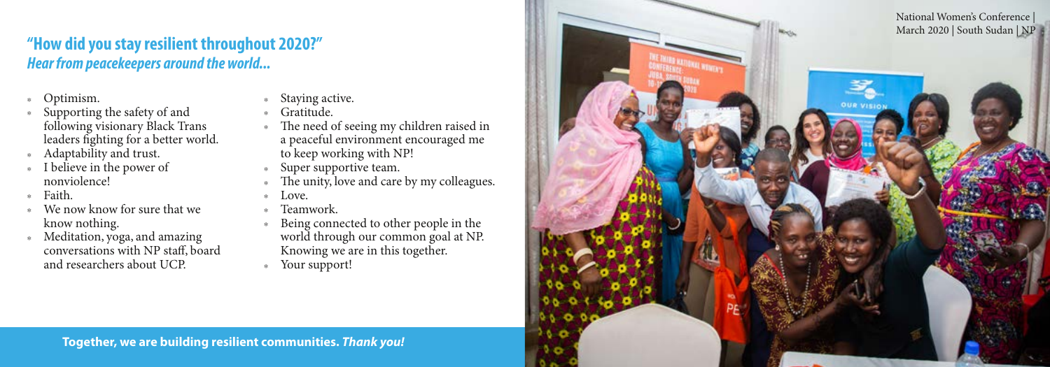## "How did you stay resilient throughout 2020?"

### *Hear from peacekeepers around the world...*

- Optimism.
- Supporting the safety of and following visionary Black Trans leaders fighting for a better world.
- Adaptability and trust.
- I believe in the power of nonviolence!
- Faith.
- We now know for sure that we know nothing.
- Meditation, yoga, and amazing conversations with NP staff, board and researchers about UCP.
- Staying active.
- Gratitude.
- The need of seeing my children raised in a peaceful environment encouraged me to keep working with NP!
- Super supportive team.
- The unity, love and care by my colleagues.
- Love.
- Teamwork.
- Being connected to other people in the world through our common goal at NP. Knowing we are in this together.
- Your support!

National Women's Conference | March 2020 | South Sudan | NP

**Together, we are building resilient communities. *Thank you!***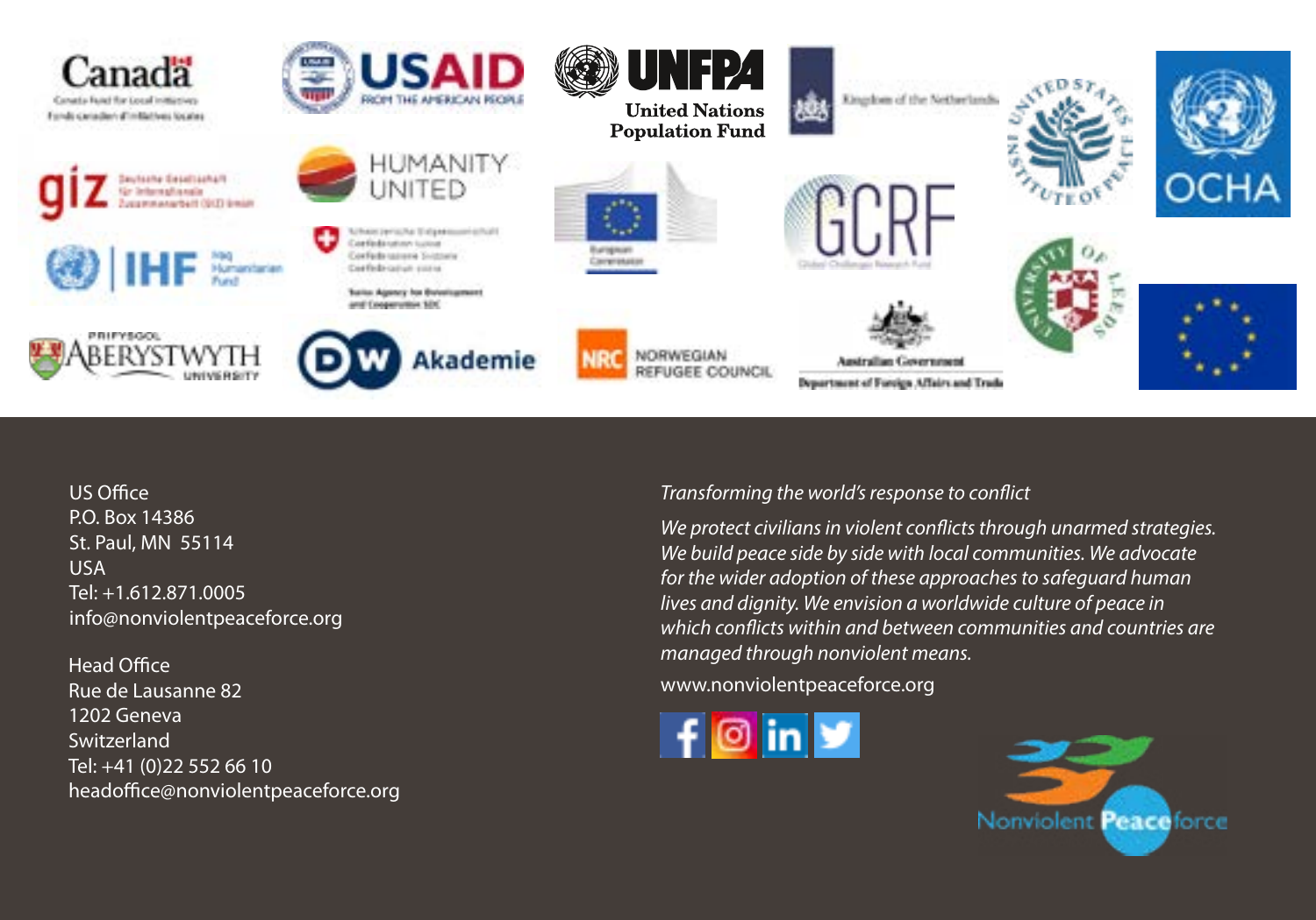US Office
P.O. Box 14386
St. Paul, MN 55114
USA
Tel: +1.612.871.0005
info@nonviolentpeaceforce.org

Head Office
Rue de Lausanne 82
1202 Geneva
Switzerland
Tel: +41 (0)22 552 66 10
headoffice@nonviolentpeaceforce.org

*Transforming the world's response to conflict*

*We protect civilians in violent conflicts through unarmed strategies. We build peace side by side with local communities. We advocate for the wider adoption of these approaches to safeguard human lives and dignity. We envision a worldwide culture of peace in which conflicts within and between communities and countries are managed through nonviolent means.*

www.nonviolentpeaceforce.org